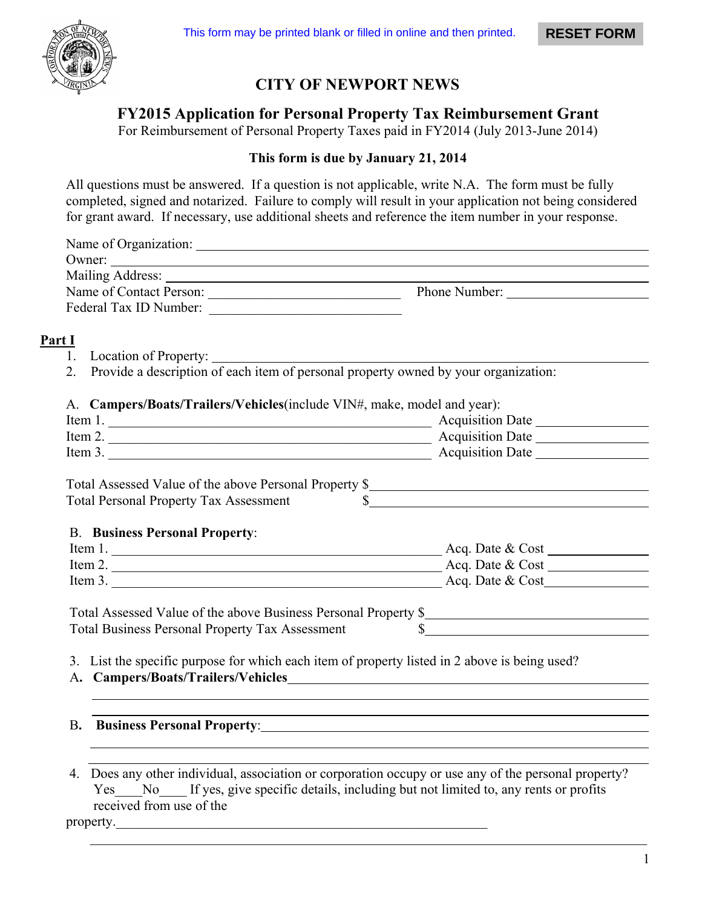This form may be printed blank or filled in online and then printed. RESET FORM

# CITY OF NEWPORT NEWS

## FY2015 Application for Personal Property Tax Reimbursement Grant

For Reimbursement of Personal Property Taxes paid in FY2014 (July 2013-June 2014)

**This form is due by January 21, 2014**

All questions must be answered. If a question is not applicable, write N.A. The form must be fully completed, signed and notarized. Failure to comply will result in your application not being considered for grant award. If necessary, use additional sheets and reference the item number in your response.

Name of Organization: ______________________________

Owner: ______________________________

Mailing Address: ______________________________

Name of Contact Person: ______________________________ Phone Number: ____________________

Federal Tax ID Number: ______________________________

### Part I

1. Location of Property: ______________________________
2. Provide a description of each item of personal property owned by your organization:

A. **Campers/Boats/Trailers/Vehicles**(include VIN#, make, model and year):

Item 1. ______________________________ Acquisition Date ____________

Item 2. ______________________________ Acquisition Date ____________

Item 3. ______________________________ Acquisition Date ____________

Total Assessed Value of the above Personal Property $______________________

Total Personal Property Tax Assessment $______________________

B. **Business Personal Property**:

Item 1. ______________________________ Acq. Date & Cost ____________

Item 2. ______________________________ Acq. Date & Cost ____________

Item 3. ______________________________ Acq. Date & Cost ____________

Total Assessed Value of the above Business Personal Property $______________________

Total Business Personal Property Tax Assessment $______________________

3. List the specific purpose for which each item of property listed in 2 above is being used?

A. **Campers/Boats/Trailers/Vehicles**______________________________

B. **Business Personal Property**:______________________________

4. Does any other individual, association or corporation occupy or use any of the personal property? Yes____No____ If yes, give specific details, including but not limited to, any rents or profits received from use of the property.______________________________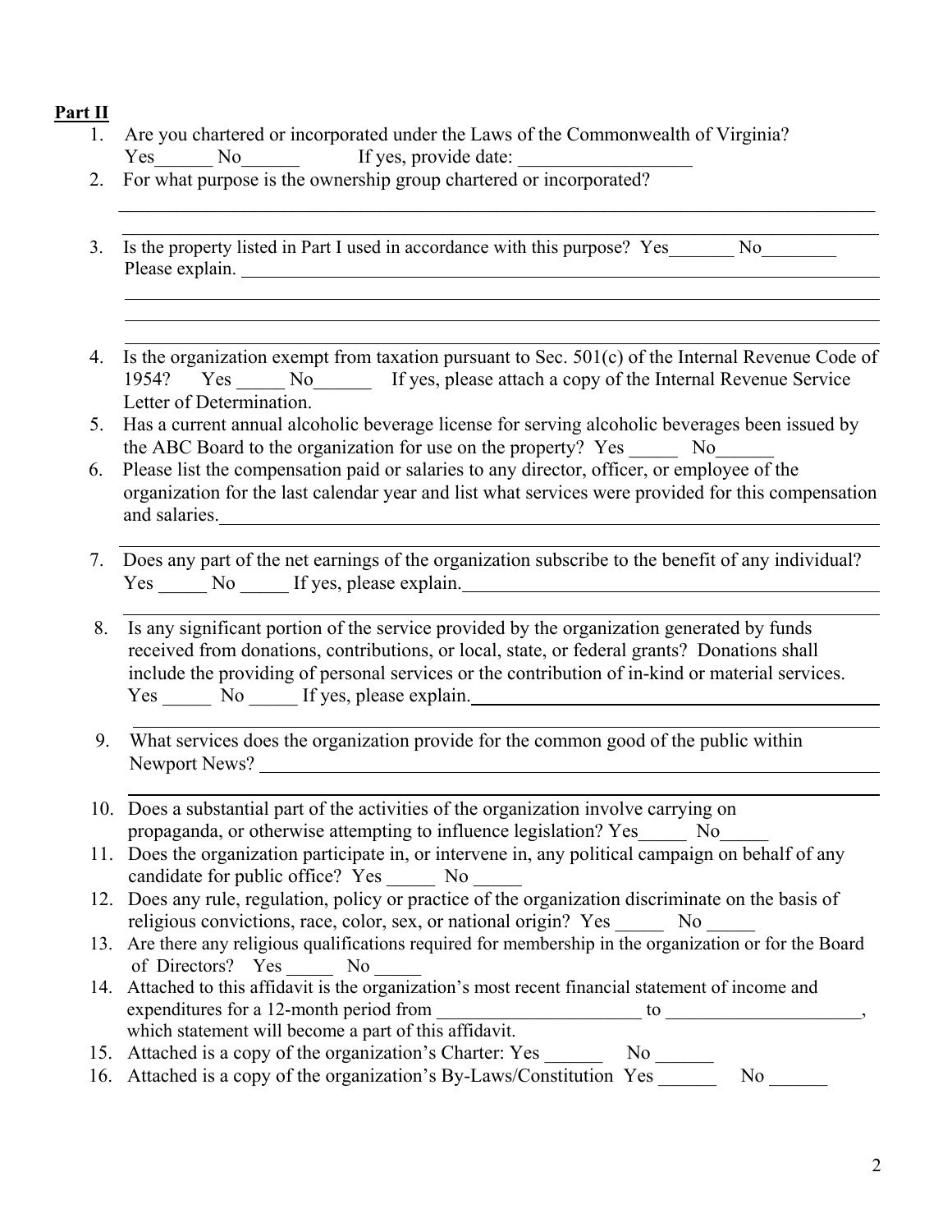**Part II**

1. Are you chartered or incorporated under the Laws of the Commonwealth of Virginia?
   Yes______ No______ If yes, provide date: __________________
2. For what purpose is the ownership group chartered or incorporated?
   ________________________________________________________________________________
   ________________________________________________________________________________
3. Is the property listed in Part I used in accordance with this purpose? Yes_______ No________
   Please explain. ________________________________________________________________________
   ________________________________________________________________________________
   ________________________________________________________________________________
   ________________________________________________________________________________
4. Is the organization exempt from taxation pursuant to Sec. 501(c) of the Internal Revenue Code of 1954? Yes _____ No______ If yes, please attach a copy of the Internal Revenue Service Letter of Determination.
5. Has a current annual alcoholic beverage license for serving alcoholic beverages been issued by the ABC Board to the organization for use on the property? Yes _____ No______
6. Please list the compensation paid or salaries to any director, officer, or employee of the organization for the last calendar year and list what services were provided for this compensation and salaries.________________________________________________________________
   ________________________________________________________________________________
7. Does any part of the net earnings of the organization subscribe to the benefit of any individual?
   Yes _____ No _____ If yes, please explain.______________________________________________
   ________________________________________________________________________________
8. Is any significant portion of the service provided by the organization generated by funds received from donations, contributions, or local, state, or federal grants? Donations shall include the providing of personal services or the contribution of in-kind or material services.
   Yes _____ No _____ If yes, please explain.______________________________________________
   ________________________________________________________________________________
9. What services does the organization provide for the common good of the public within Newport News? ___________________________________________________________________
   ________________________________________________________________________________
10. Does a substantial part of the activities of the organization involve carrying on propaganda, or otherwise attempting to influence legislation? Yes_____ No_____
11. Does the organization participate in, or intervene in, any political campaign on behalf of any candidate for public office? Yes _____ No _____
12. Does any rule, regulation, policy or practice of the organization discriminate on the basis of religious convictions, race, color, sex, or national origin? Yes _____ No _____
13. Are there any religious qualifications required for membership in the organization or for the Board of Directors? Yes _____ No _____
14. Attached to this affidavit is the organization's most recent financial statement of income and expenditures for a 12-month period from ______________________ to _____________________, which statement will become a part of this affidavit.
15. Attached is a copy of the organization's Charter: Yes ______ No ______
16. Attached is a copy of the organization's By-Laws/Constitution Yes ______ No ______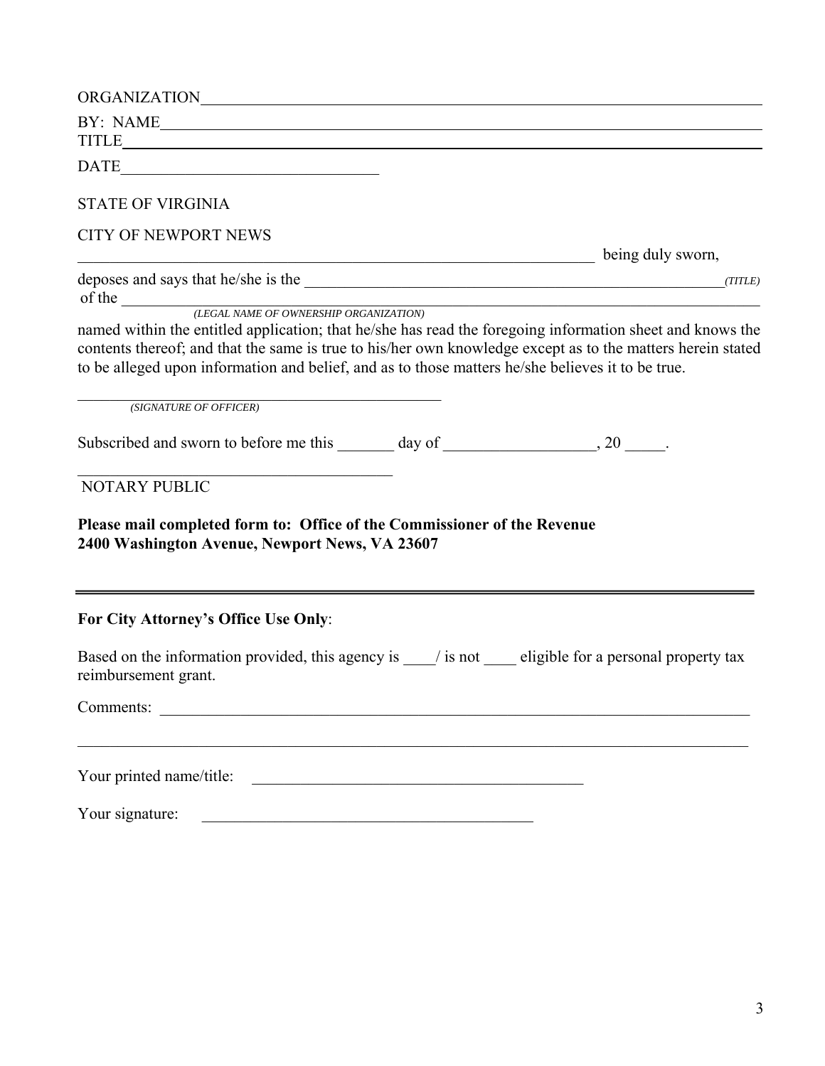ORGANIZATION\_\_\_\_\_\_\_\_\_\_\_\_\_\_\_\_\_\_\_\_\_\_\_\_\_\_\_\_\_\_\_\_\_\_\_\_\_\_\_\_\_\_\_\_\_\_\_\_\_\_\_\_\_\_\_\_\_\_\_\_

BY: NAME\_\_\_\_\_\_\_\_\_\_\_\_\_\_\_\_\_\_\_\_\_\_\_\_\_\_\_\_\_\_\_\_\_\_\_\_\_\_\_\_\_\_\_\_\_\_\_\_\_\_\_\_\_\_\_\_\_\_\_\_\_\_\_

TITLE\_\_\_\_\_\_\_\_\_\_\_\_\_\_\_\_\_\_\_\_\_\_\_\_\_\_\_\_\_\_\_\_\_\_\_\_\_\_\_\_\_\_\_\_\_\_\_\_\_\_\_\_\_\_\_\_\_\_\_\_\_\_\_\_\_\_\_\_

DATE\_\_\_\_\_\_\_\_\_\_\_\_\_\_\_\_\_\_\_\_\_\_\_\_\_\_\_\_\_\_\_\_

STATE OF VIRGINIA

CITY OF NEWPORT NEWS

\_\_\_\_\_\_\_\_\_\_\_\_\_\_\_\_\_\_\_\_\_\_\_\_\_\_\_\_\_\_\_\_\_\_\_\_\_\_\_\_\_\_\_\_\_\_\_\_\_\_\_\_\_\_\_\_\_\_\_\_\_\_\_\_\_\_ being duly sworn,

deposes and says that he/she is the \_\_\_\_\_\_\_\_\_\_\_\_\_\_\_\_\_\_\_\_\_\_\_\_\_\_\_\_\_\_\_\_\_\_\_\_\_\_\_\_\_\_\_\_\_\_\_\_\_\_\_\_\_\_\_\_*(TITLE)*

of the \_\_\_\_\_\_\_\_\_\_\_\_\_\_\_\_\_\_\_\_\_\_\_\_\_\_\_\_\_\_\_\_\_\_\_\_\_\_\_\_\_\_\_\_\_\_\_\_\_\_\_\_\_\_\_\_\_\_\_\_\_\_\_\_\_\_\_\_\_\_\_\_\_\_\_\_\_\_\_\_\_\_\_\_

*(LEGAL NAME OF OWNERSHIP ORGANIZATION)*

named within the entitled application; that he/she has read the foregoing information sheet and knows the contents thereof; and that the same is true to his/her own knowledge except as to the matters herein stated to be alleged upon information and belief, and as to those matters he/she believes it to be true.

\_\_\_\_\_\_\_\_\_\_\_\_\_\_\_\_\_\_\_\_\_\_\_\_\_\_\_\_\_\_\_\_\_\_\_\_\_\_\_\_\_\_\_\_\_\_\_\_

*(SIGNATURE OF OFFICER)*

Subscribed and sworn to before me this \_\_\_\_\_\_\_ day of \_\_\_\_\_\_\_\_\_\_\_\_\_\_\_\_\_\_\_, 20 \_\_\_\_\_.

\_\_\_\_\_\_\_\_\_\_\_\_\_\_\_\_\_\_\_\_\_\_\_\_\_\_\_\_\_\_\_\_\_\_\_\_\_\_\_\_\_\_

NOTARY PUBLIC

**Please mail completed form to: Office of the Commissioner of the Revenue**
**2400 Washington Avenue, Newport News, VA 23607**

---

**For City Attorney's Office Use Only**:

Based on the information provided, this agency is \_\_\_\_/ is not \_\_\_\_ eligible for a personal property tax reimbursement grant.

Comments: \_\_\_\_\_\_\_\_\_\_\_\_\_\_\_\_\_\_\_\_\_\_\_\_\_\_\_\_\_\_\_\_\_\_\_\_\_\_\_\_\_\_\_\_\_\_\_\_\_\_\_\_\_\_\_\_\_\_\_\_\_\_\_\_\_\_\_\_\_\_\_\_\_\_\_\_\_

\_\_\_\_\_\_\_\_\_\_\_\_\_\_\_\_\_\_\_\_\_\_\_\_\_\_\_\_\_\_\_\_\_\_\_\_\_\_\_\_\_\_\_\_\_\_\_\_\_\_\_\_\_\_\_\_\_\_\_\_\_\_\_\_\_\_\_\_\_\_\_\_\_\_\_\_\_\_\_\_\_\_\_\_\_\_\_\_

Your printed name/title: \_\_\_\_\_\_\_\_\_\_\_\_\_\_\_\_\_\_\_\_\_\_\_\_\_\_\_\_\_\_\_\_\_\_\_\_\_\_\_\_\_\_

Your signature: \_\_\_\_\_\_\_\_\_\_\_\_\_\_\_\_\_\_\_\_\_\_\_\_\_\_\_\_\_\_\_\_\_\_\_\_\_\_\_\_\_\_